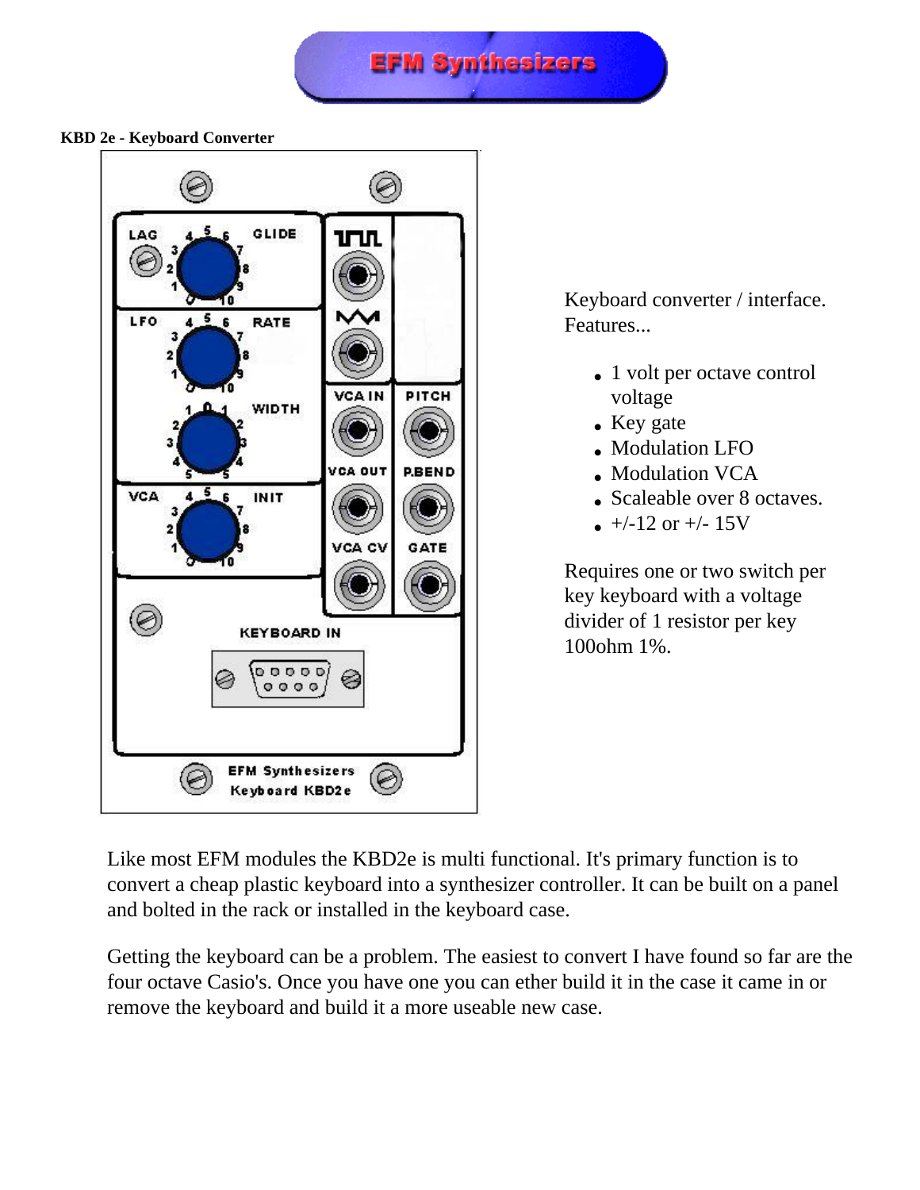# EFM Synthesizers

**KBD 2e - Keyboard Converter**

Keyboard converter / interface. Features...

- 1 volt per octave control voltage
- Key gate
- Modulation LFO
- Modulation VCA
- Scaleable over 8 octaves.
- +/-12 or +/- 15V

Requires one or two switch per key keyboard with a voltage divider of 1 resistor per key 100ohm 1%.

Like most EFM modules the KBD2e is multi functional. It's primary function is to convert a cheap plastic keyboard into a synthesizer controller. It can be built on a panel and bolted in the rack or installed in the keyboard case.

Getting the keyboard can be a problem. The easiest to convert I have found so far are the four octave Casio's. Once you have one you can ether build it in the case it came in or remove the keyboard and build it a more useable new case.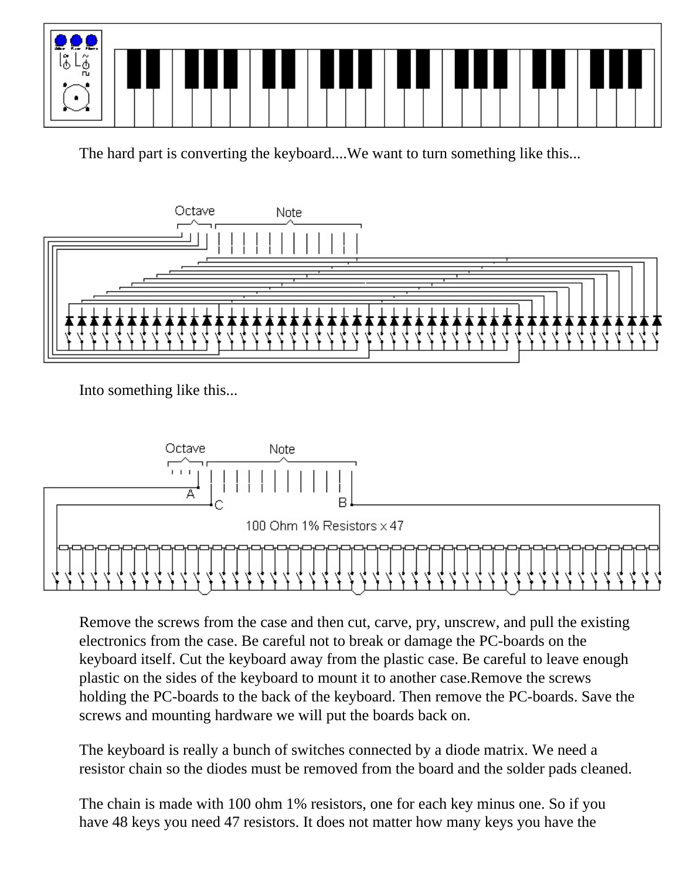The hard part is converting the keyboard....We want to turn something like this...

Into something like this...

Remove the screws from the case and then cut, carve, pry, unscrew, and pull the existing electronics from the case. Be careful not to break or damage the PC-boards on the keyboard itself. Cut the keyboard away from the plastic case. Be careful to leave enough plastic on the sides of the keyboard to mount it to another case.Remove the screws holding the PC-boards to the back of the keyboard. Then remove the PC-boards. Save the screws and mounting hardware we will put the boards back on.

The keyboard is really a bunch of switches connected by a diode matrix. We need a resistor chain so the diodes must be removed from the board and the solder pads cleaned.

The chain is made with 100 ohm 1% resistors, one for each key minus one. So if you have 48 keys you need 47 resistors. It does not matter how many keys you have the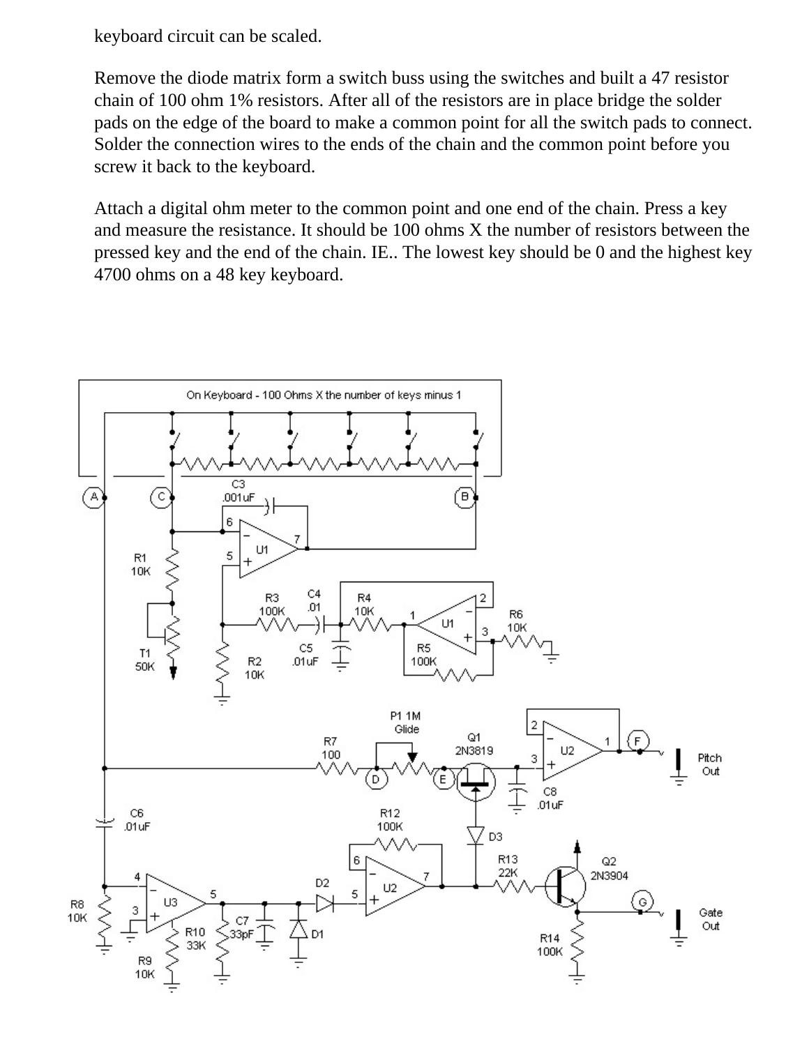keyboard circuit can be scaled.

Remove the diode matrix form a switch buss using the switches and built a 47 resistor chain of 100 ohm 1% resistors. After all of the resistors are in place bridge the solder pads on the edge of the board to make a common point for all the switch pads to connect. Solder the connection wires to the ends of the chain and the common point before you screw it back to the keyboard.

Attach a digital ohm meter to the common point and one end of the chain. Press a key and measure the resistance. It should be 100 ohms X the number of resistors between the pressed key and the end of the chain. IE.. The lowest key should be 0 and the highest key 4700 ohms on a 48 key keyboard.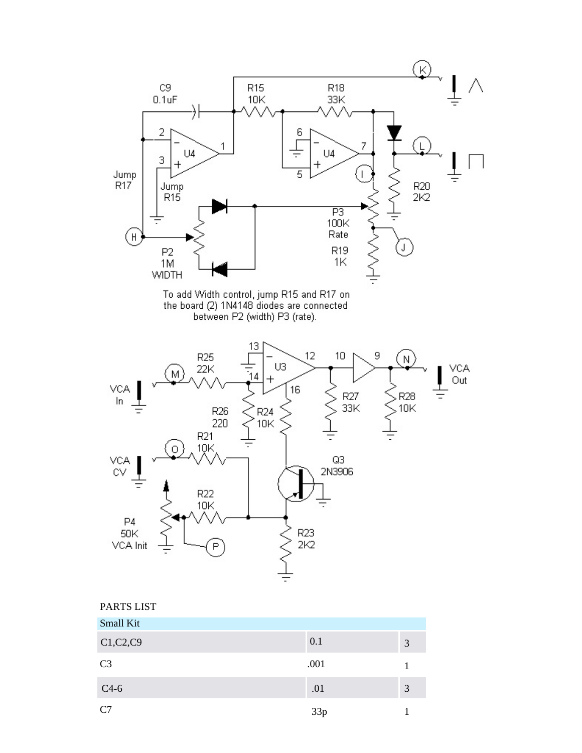To add Width control, jump R15 and R17 on the board (2) 1N4148 diodes are connected between P2 (width) P3 (rate).

PARTS LIST

| Small Kit | | |
|---|---|---|
| C1,C2,C9 | 0.1 | 3 |
| C3 | .001 | 1 |
| C4-6 | .01 | 3 |
| C7 | 33p | 1 |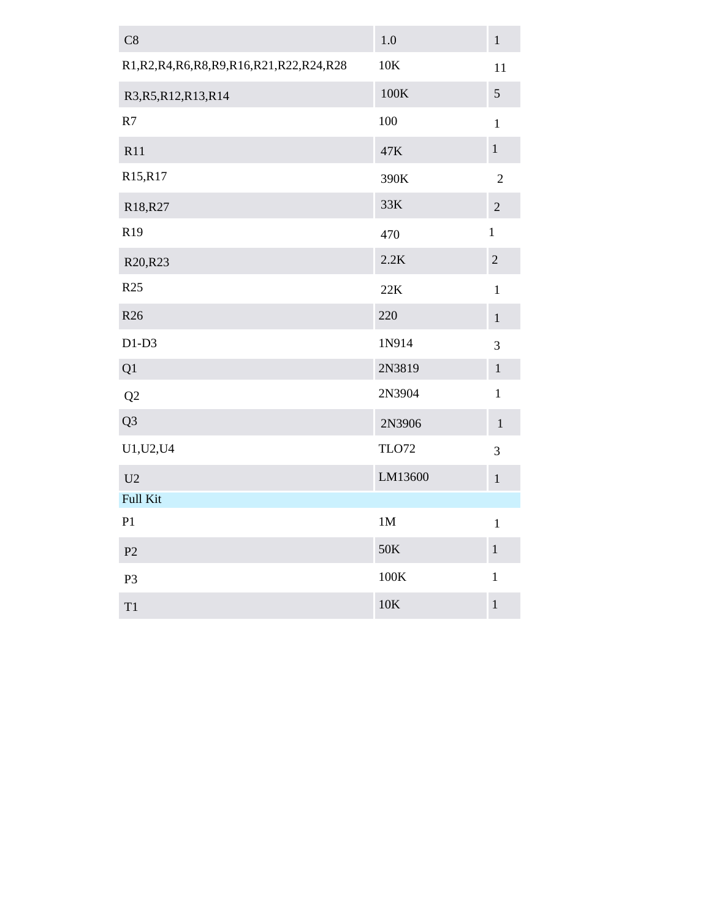| | | |
|---|---|---|
| C8 | 1.0 | 1 |
| R1,R2,R4,R6,R8,R9,R16,R21,R22,R24,R28 | 10K | 11 |
| R3,R5,R12,R13,R14 | 100K | 5 |
| R7 | 100 | 1 |
| R11 | 47K | 1 |
| R15,R17 | 390K | 2 |
| R18,R27 | 33K | 2 |
| R19 | 470 | 1 |
| R20,R23 | 2.2K | 2 |
| R25 | 22K | 1 |
| R26 | 220 | 1 |
| D1-D3 | 1N914 | 3 |
| Q1 | 2N3819 | 1 |
| Q2 | 2N3904 | 1 |
| Q3 | 2N3906 | 1 |
| U1,U2,U4 | TLO72 | 3 |
| U2 | LM13600 | 1 |
| Full Kit | | |
| P1 | 1M | 1 |
| P2 | 50K | 1 |
| P3 | 100K | 1 |
| T1 | 10K | 1 |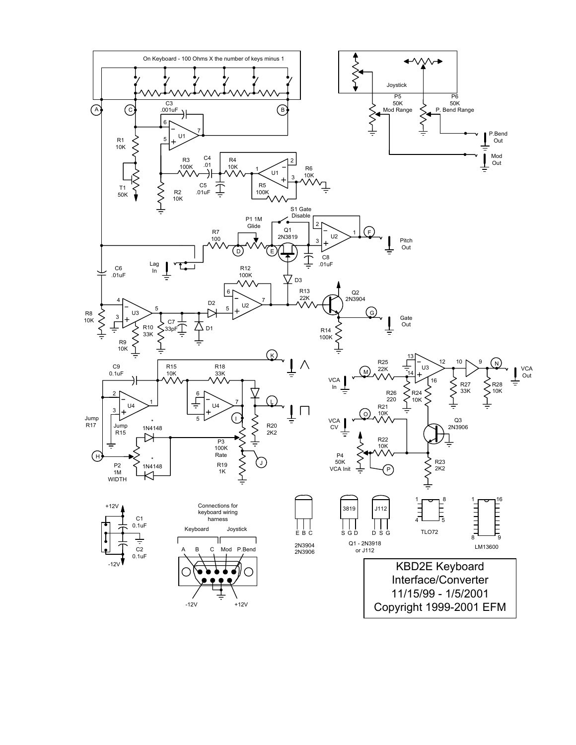On Keyboard - 100 Ohms X the number of keys minus 1

Joystick

P5 50K Mod Range

P6 50K P. Bend Range

P.Bend Out

Mod Out

C3 .001uF

R1 10K

T1 50K

U1

R3 100K

C4 .01

R4 10K

C5 .01uF

R2 10K

R5 100K

R6 10K

S1 Gate Disable

P1 1M Glide

R7 100

Q1 2N3819

U2

Pitch Out

C8 .01uF

Lag In

C6 .01uF

R12 100K

D3

R13 22K

Q2 2N3904

Gate Out

R8 10K

U3

R10 33K

C7 33pF

D2

D1

R9 10K

R14 100K

C9 0.1uF

R15 10K

R18 33K

U4

Jump R17

Jump R15

1N4148

P3 100K Rate

R20 2K2

R19 1K

P2 1M WIDTH

R25 22K

VCA In

R26 220

R24 10K

R27 33K

R28 10K

VCA Out

VCA CV

R21 10K

Q3 2N3906

R22 10K

P4 50K VCA Init

R23 2K2

+12V

C1 0.1uF

C2 0.1uF

-12V

Connections for keyboard wiring harness

Keyboard — Joystick

A B C Mod P.Bend

-12V +12V

2N3904 2N3906 (E B C)

Q1 - 2N3918 or J112 (S G D / D S G)

TLO72

LM13600

# KBD2E Keyboard Interface/Converter

11/15/99 - 1/5/2001

Copyright 1999-2001 EFM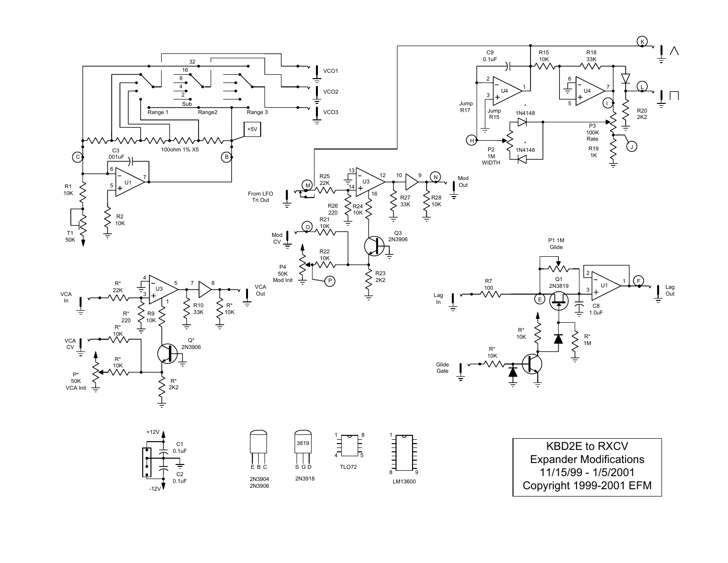KBD2E to RXCV
Expander Modifications
11/15/99 - 1/5/2001
Copyright 1999-2001 EFM

VCO1
VCO2
VCO3
32
16
8
4
2
Sub
Range 1
Range2
Range 3
+5V
100ohm 1% X5
C
B
C3
.001uF
6
7
5
U1
R1
10K
R2
10K
T1
50K

K
C9
0.1uF
R15
10K
R18
33K
2
3
1
U4
6
5
7
U4
L
I
Jump
R17
Jump
R15
*
1N4148
*
1N4148
H
P2
1M
WIDTH
P3
100K
Rate
R19
1K
R20
2K2
J

From LFO
Tri Out
M
R25
22K
13
14
U3
12
16
10
9
N
Mod
Out
R26
220
R24
10K
R27
33K
R28
10K
Mod
CV
O
R21
10K
R22
10K
P4
50K
Mod Init
P
Q3
2N3906
R23
2K2

VCA
In
R*
22K
4
3
U3
5
7
8
VCA
Out
R*
220
R9
10K
1
R10
33K
R*
10K
VCA
CV
R*
10K
R*
10K
P*
50K
VCA Init
Q*
2N3906
R*
2K2

P1 1M
Glide
Lag
In
R7
100
E
Q1
2N3819
2
3
U1
1
F
Lag
Out
C8
1.0uF
R*
10K
R*
1M
Glide
Gate
R*
10K

+12V
-12V
C1
0.1uF
C2
0.1uF
E B C
2N3904
2N3906
3819
S G D
2N3918
1
8
4
5
TLO72
1
8
9
LM13600